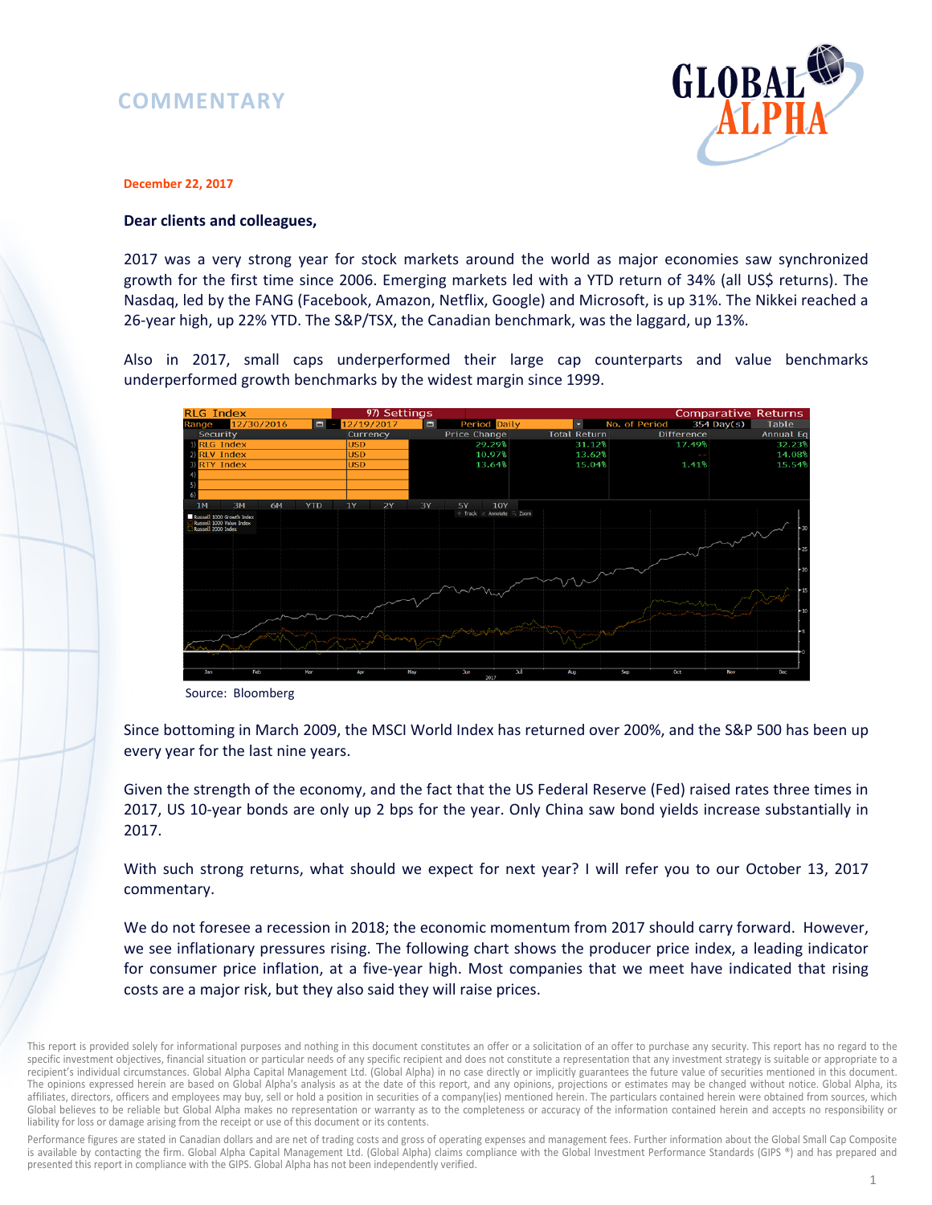# COMMENTARY

**December 22, 2017**

**Dear clients and colleagues,**

2017 was a very strong year for stock markets around the world as major economies saw synchronized growth for the first time since 2006. Emerging markets led with a YTD return of 34% (all US$ returns). The Nasdaq, led by the FANG (Facebook, Amazon, Netflix, Google) and Microsoft, is up 31%. The Nikkei reached a 26-year high, up 22% YTD. The S&P/TSX, the Canadian benchmark, was the laggard, up 13%.

Also in 2017, small caps underperformed their large cap counterparts and value benchmarks underperformed growth benchmarks by the widest margin since 1999.

| Security | Currency | Price Change | Total Return | Difference | Annual Eq |
|---|---|---|---|---|---|
| 1) RLG Index | USD | 29.29% | 31.12% | 17.49% | 32.23% |
| 2) RLV Index | USD | 10.97% | 13.62% | -- | 14.08% |
| 3) RTY Index | USD | 13.64% | 15.04% | 1.41% | 15.54% |

Source: Bloomberg

Since bottoming in March 2009, the MSCI World Index has returned over 200%, and the S&P 500 has been up every year for the last nine years.

Given the strength of the economy, and the fact that the US Federal Reserve (Fed) raised rates three times in 2017, US 10-year bonds are only up 2 bps for the year. Only China saw bond yields increase substantially in 2017.

With such strong returns, what should we expect for next year? I will refer you to our October 13, 2017 commentary.

We do not foresee a recession in 2018; the economic momentum from 2017 should carry forward. However, we see inflationary pressures rising. The following chart shows the producer price index, a leading indicator for consumer price inflation, at a five-year high. Most companies that we meet have indicated that rising costs are a major risk, but they also said they will raise prices.

This report is provided solely for informational purposes and nothing in this document constitutes an offer or a solicitation of an offer to purchase any security. This report has no regard to the specific investment objectives, financial situation or particular needs of any specific recipient and does not constitute a representation that any investment strategy is suitable or appropriate to a recipient's individual circumstances. Global Alpha Capital Management Ltd. (Global Alpha) in no case directly or implicitly guarantees the future value of securities mentioned in this document. The opinions expressed herein are based on Global Alpha's analysis as at the date of this report, and any opinions, projections or estimates may be changed without notice. Global Alpha, its affiliates, directors, officers and employees may buy, sell or hold a position in securities of a company(ies) mentioned herein. The particulars contained herein were obtained from sources, which Global believes to be reliable but Global Alpha makes no representation or warranty as to the completeness or accuracy of the information contained herein and accepts no responsibility or liability for loss or damage arising from the receipt or use of this document or its contents.

Performance figures are stated in Canadian dollars and are net of trading costs and gross of operating expenses and management fees. Further information about the Global Small Cap Composite is available by contacting the firm. Global Alpha Capital Management Ltd. (Global Alpha) claims compliance with the Global Investment Performance Standards (GIPS ®) and has prepared and presented this report in compliance with the GIPS. Global Alpha has not been independently verified.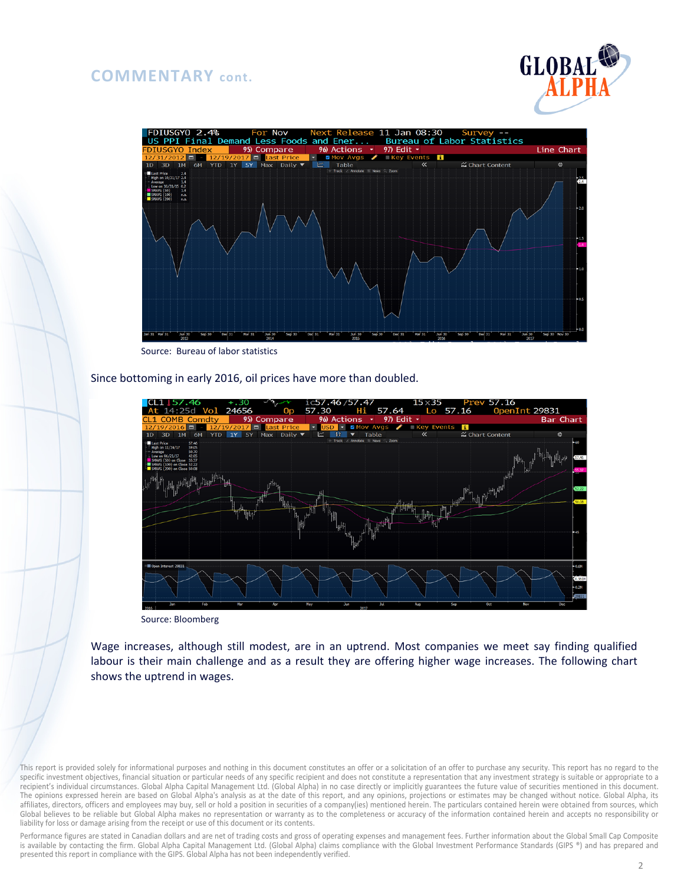## COMMENTARY cont.

Source: Bureau of labor statistics

Since bottoming in early 2016, oil prices have more than doubled.

Source: Bloomberg

Wage increases, although still modest, are in an uptrend. Most companies we meet say finding qualified labour is their main challenge and as a result they are offering higher wage increases. The following chart shows the uptrend in wages.

This report is provided solely for informational purposes and nothing in this document constitutes an offer or a solicitation of an offer to purchase any security. This report has no regard to the specific investment objectives, financial situation or particular needs of any specific recipient and does not constitute a representation that any investment strategy is suitable or appropriate to a recipient's individual circumstances. Global Alpha Capital Management Ltd. (Global Alpha) in no case directly or implicitly guarantees the future value of securities mentioned in this document. The opinions expressed herein are based on Global Alpha's analysis as at the date of this report, and any opinions, projections or estimates may be changed without notice. Global Alpha, its affiliates, directors, officers and employees may buy, sell or hold a position in securities of a company(ies) mentioned herein. The particulars contained herein were obtained from sources, which Global believes to be reliable but Global Alpha makes no representation or warranty as to the completeness or accuracy of the information contained herein and accepts no responsibility or liability for loss or damage arising from the receipt or use of this document or its contents.

Performance figures are stated in Canadian dollars and are net of trading costs and gross of operating expenses and management fees. Further information about the Global Small Cap Composite is available by contacting the firm. Global Alpha Capital Management Ltd. (Global Alpha) claims compliance with the Global Investment Performance Standards (GIPS ®) and has prepared and presented this report in compliance with the GIPS. Global Alpha has not been independently verified.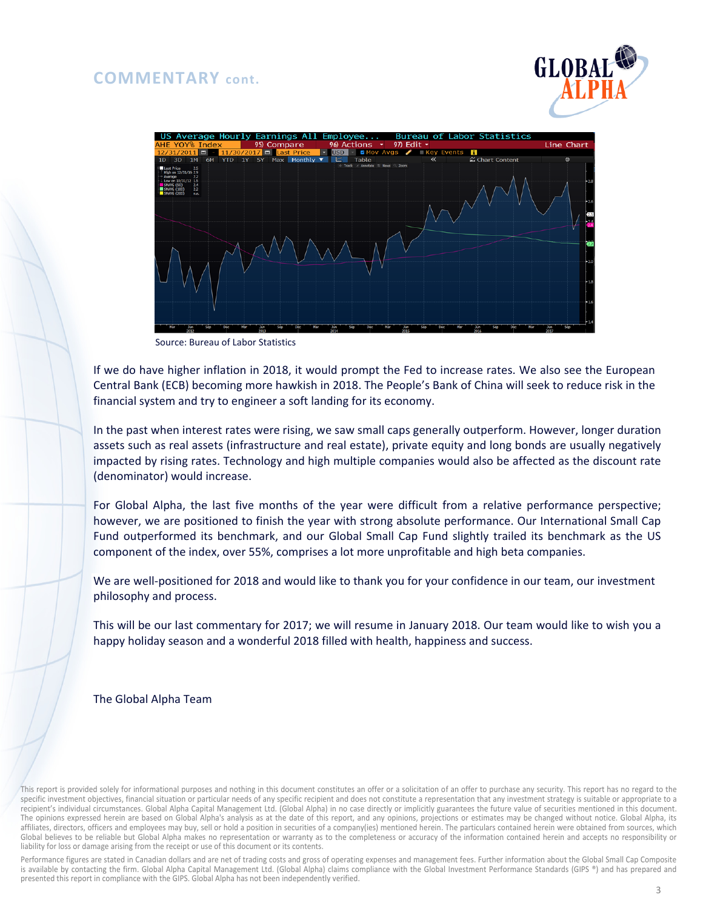## COMMENTARY cont.

US Average Hourly Earnings All Employee... Bureau of Labor Statistics

AHE YOY% Index

Source: Bureau of Labor Statistics

If we do have higher inflation in 2018, it would prompt the Fed to increase rates. We also see the European Central Bank (ECB) becoming more hawkish in 2018. The People's Bank of China will seek to reduce risk in the financial system and try to engineer a soft landing for its economy.

In the past when interest rates were rising, we saw small caps generally outperform. However, longer duration assets such as real assets (infrastructure and real estate), private equity and long bonds are usually negatively impacted by rising rates. Technology and high multiple companies would also be affected as the discount rate (denominator) would increase.

For Global Alpha, the last five months of the year were difficult from a relative performance perspective; however, we are positioned to finish the year with strong absolute performance. Our International Small Cap Fund outperformed its benchmark, and our Global Small Cap Fund slightly trailed its benchmark as the US component of the index, over 55%, comprises a lot more unprofitable and high beta companies.

We are well-positioned for 2018 and would like to thank you for your confidence in our team, our investment philosophy and process.

This will be our last commentary for 2017; we will resume in January 2018. Our team would like to wish you a happy holiday season and a wonderful 2018 filled with health, happiness and success.

The Global Alpha Team

This report is provided solely for informational purposes and nothing in this document constitutes an offer or a solicitation of an offer to purchase any security. This report has no regard to the specific investment objectives, financial situation or particular needs of any specific recipient and does not constitute a representation that any investment strategy is suitable or appropriate to a recipient's individual circumstances. Global Alpha Capital Management Ltd. (Global Alpha) in no case directly or implicitly guarantees the future value of securities mentioned in this document. The opinions expressed herein are based on Global Alpha's analysis as at the date of this report, and any opinions, projections or estimates may be changed without notice. Global Alpha, its affiliates, directors, officers and employees may buy, sell or hold a position in securities of a company(ies) mentioned herein. The particulars contained herein were obtained from sources, which Global believes to be reliable but Global Alpha makes no representation or warranty as to the completeness or accuracy of the information contained herein and accepts no responsibility or liability for loss or damage arising from the receipt or use of this document or its contents.

Performance figures are stated in Canadian dollars and are net of trading costs and gross of operating expenses and management fees. Further information about the Global Small Cap Composite is available by contacting the firm. Global Alpha Capital Management Ltd. (Global Alpha) claims compliance with the Global Investment Performance Standards (GIPS ®) and has prepared and presented this report in compliance with the GIPS. Global Alpha has not been independently verified.